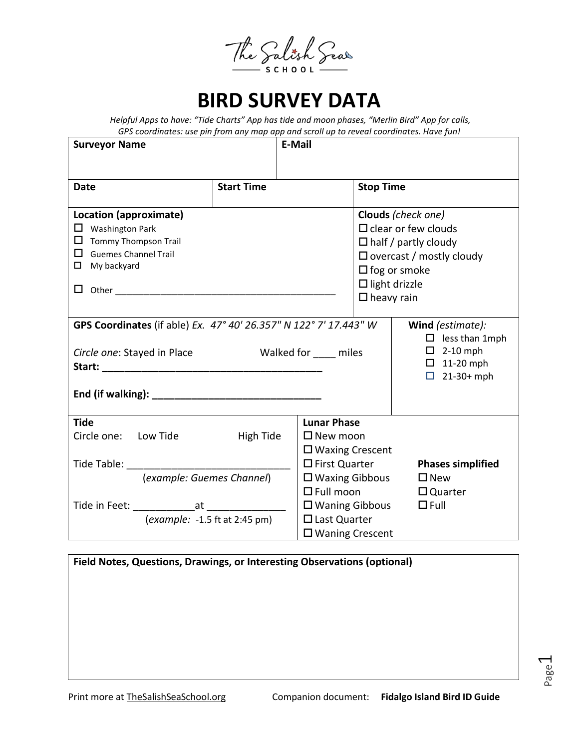The Salish Sea SCHOOL

# BIRD SURVEY DATA

*Helpful Apps to have: "Tide Charts" App has tide and moon phases, "Merlin Bird" App for calls, GPS coordinates: use pin from any map app and scroll up to reveal coordinates. Have fun!*

| **Surveyor Name** | | **E-Mail** |
|---|---|---|
| **Date** | **Start Time** | **Stop Time** |

**Location (approximate)**

- ☐ Washington Park
- ☐ Tommy Thompson Trail
- ☐ Guemes Channel Trail
- ☐ My backyard
- ☐ Other ___________________________________________

**Clouds** *(check one)*

- ☐ clear or few clouds
- ☐ half / partly cloudy
- ☐ overcast / mostly cloudy
- ☐ fog or smoke
- ☐ light drizzle
- ☐ heavy rain

**GPS Coordinates** (if able) *Ex. 47° 40' 26.357" N 122° 7' 17.443" W*

*Circle one*: Stayed in Place Walked for ____ miles

**Start: _______________________________________**

**End (if walking): ______________________________**

**Wind** *(estimate):*

- ☐ less than 1mph
- ☐ 2-10 mph
- ☐ 11-20 mph
- ☐ 21-30+ mph

**Tide**

Circle one: Low Tide High Tide

Tide Table: _____________________________
(*example: Guemes Channel*)

Tide in Feet: ___________at ______________
(*example:* -1.5 ft at 2:45 pm)

**Lunar Phase**

- ☐ New moon
- ☐ Waxing Crescent
- ☐ First Quarter
- ☐ Waxing Gibbous
- ☐ Full moon
- ☐ Waning Gibbous
- ☐ Last Quarter
- ☐ Waning Crescent

**Phases simplified**

- ☐ New
- ☐ Quarter
- ☐ Full

**Field Notes, Questions, Drawings, or Interesting Observations (optional)**

Print more at TheSalishSeaSchool.org Companion document: **Fidalgo Island Bird ID Guide**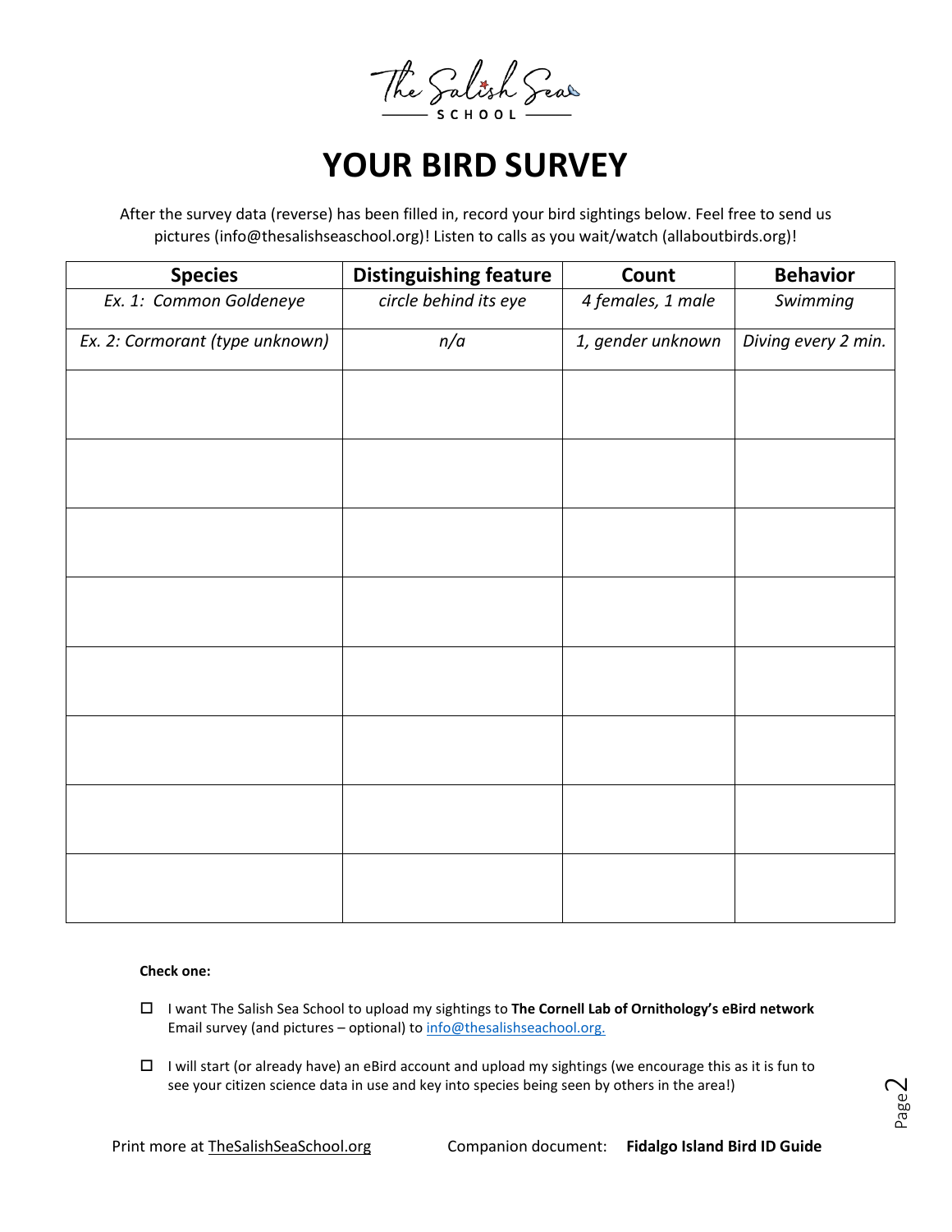The Salish Sea SCHOOL

# YOUR BIRD SURVEY

After the survey data (reverse) has been filled in, record your bird sightings below. Feel free to send us pictures (info@thesalishseaschool.org)! Listen to calls as you wait/watch (allaboutbirds.org)!

| Species | Distinguishing feature | Count | Behavior |
|---|---|---|---|
| *Ex. 1: Common Goldeneye* | *circle behind its eye* | *4 females, 1 male* | *Swimming* |
| *Ex. 2: Cormorant (type unknown)* | *n/a* | *1, gender unknown* | *Diving every 2 min.* |
| | | | |
| | | | |
| | | | |
| | | | |
| | | | |
| | | | |
| | | | |
| | | | |

**Check one:**

- ☐ I want The Salish Sea School to upload my sightings to **The Cornell Lab of Ornithology's eBird network** Email survey (and pictures – optional) to info@thesalishseachool.org.
- ☐ I will start (or already have) an eBird account and upload my sightings (we encourage this as it is fun to see your citizen science data in use and key into species being seen by others in the area!)

Print more at TheSalishSeaSchool.org Companion document: **Fidalgo Island Bird ID Guide**